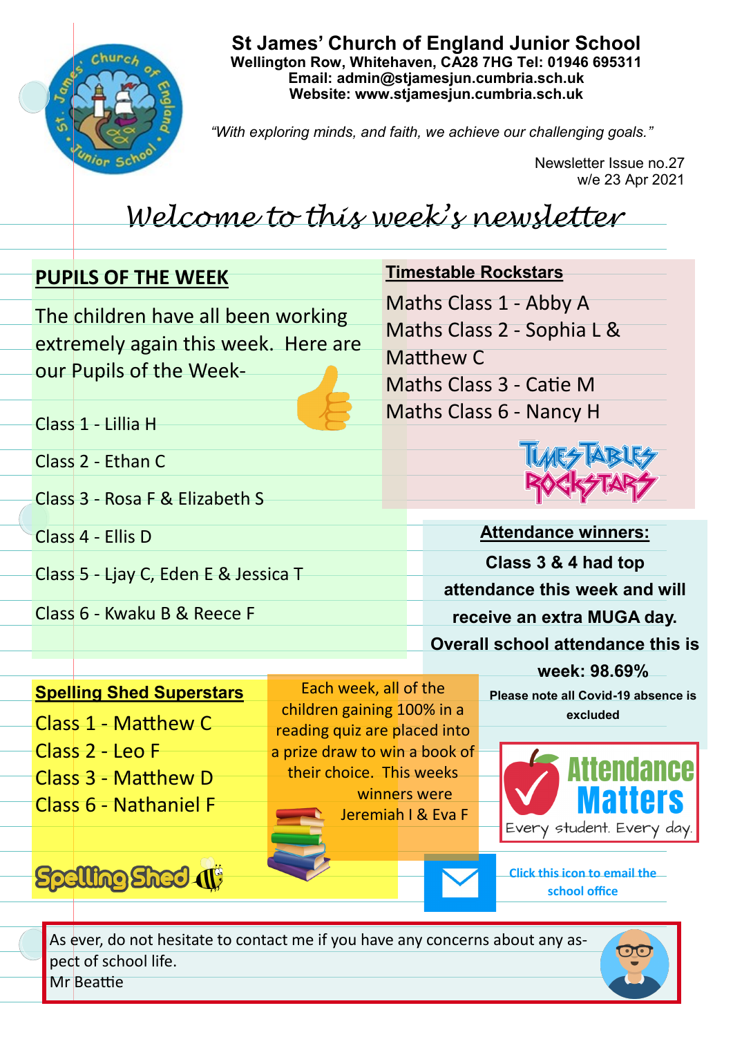# St James' Church of England Junior School

**Wellington Row, Whitehaven, CA28 7HG Tel: 01946 695311**
**Email: admin@stjamesjun.cumbria.sch.uk**
**Website: www.stjamesjun.cumbria.sch.uk**

*"With exploring minds, and faith, we achieve our challenging goals."*

Newsletter Issue no.27
w/e 23 Apr 2021

## *Welcome to this week's newsletter*

### PUPILS OF THE WEEK

The children have all been working extremely again this week. Here are our Pupils of the Week-

Class 1 - Lillia H

Class 2 - Ethan C

Class 3 - Rosa F & Elizabeth S

Class 4 - Ellis D

Class 5 - Ljay C, Eden E & Jessica T

Class 6 - Kwaku B & Reece F

### Timestable Rockstars

Maths Class 1 - Abby A
Maths Class 2 - Sophia L & Matthew C
Maths Class 3 - Catie M
Maths Class 6 - Nancy H

### Attendance winners:

**Class 3 & 4 had top attendance this week and will receive an extra MUGA day.**

**Overall school attendance this is week: 98.69%**

**Please note all Covid-19 absence is excluded**

Attendance Matters
Every student. Every day.

### Spelling Shed Superstars

Class 1 - Matthew C
Class 2 - Leo F
Class 3 - Matthew D
Class 6 - Nathaniel F

Each week, all of the children gaining 100% in a reading quiz are placed into a prize draw to win a book of their choice. This weeks winners were Jeremiah I & Eva F

Click this icon to email the school office

As ever, do not hesitate to contact me if you have any concerns about any aspect of school life.
Mr Beattie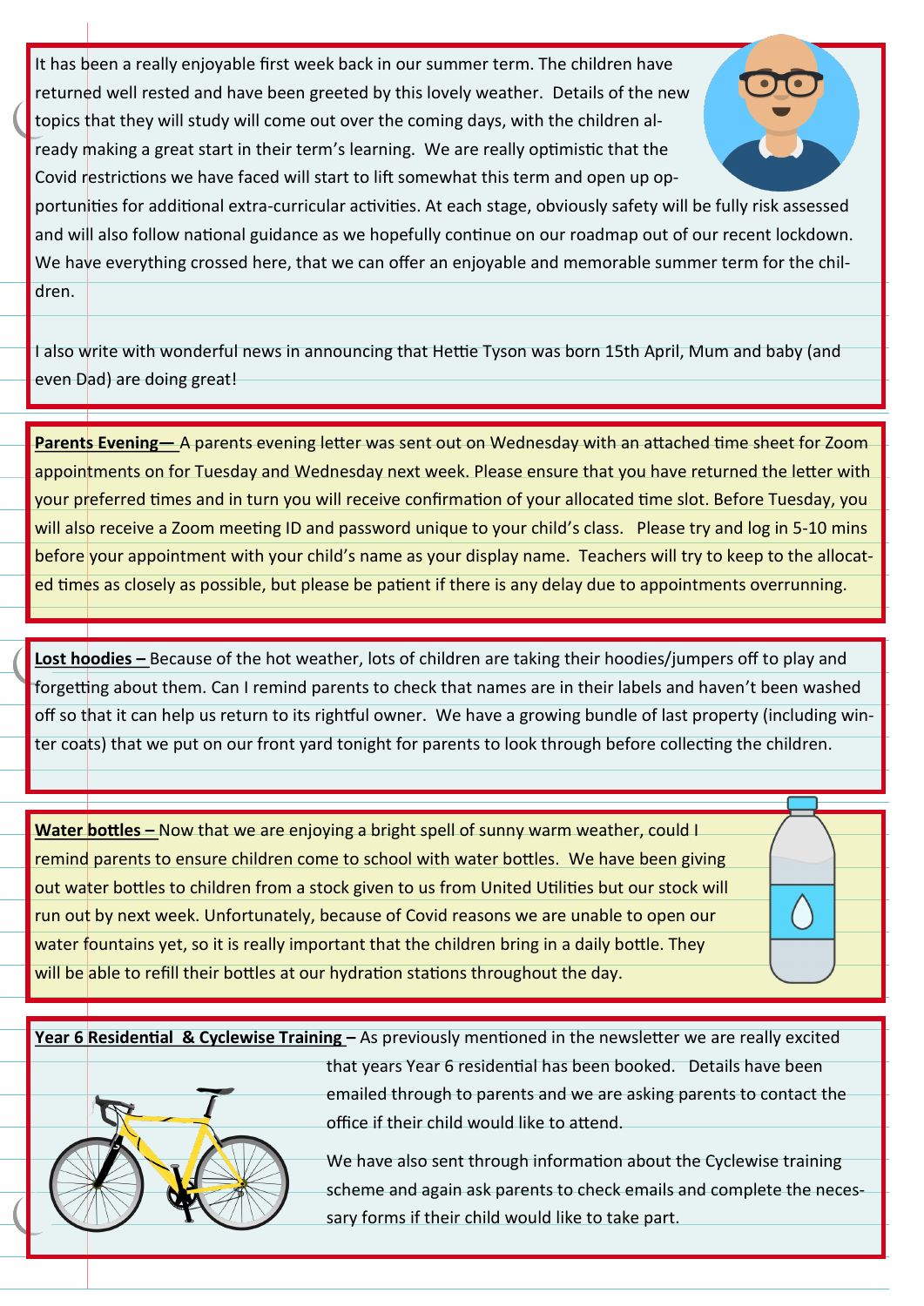It has been a really enjoyable first week back in our summer term. The children have returned well rested and have been greeted by this lovely weather. Details of the new topics that they will study will come out over the coming days, with the children already making a great start in their term's learning. We are really optimistic that the Covid restrictions we have faced will start to lift somewhat this term and open up opportunities for additional extra-curricular activities. At each stage, obviously safety will be fully risk assessed and will also follow national guidance as we hopefully continue on our roadmap out of our recent lockdown. We have everything crossed here, that we can offer an enjoyable and memorable summer term for the children.

I also write with wonderful news in announcing that Hettie Tyson was born 15th April, Mum and baby (and even Dad) are doing great!

**Parents Evening—** A parents evening letter was sent out on Wednesday with an attached time sheet for Zoom appointments on for Tuesday and Wednesday next week. Please ensure that you have returned the letter with your preferred times and in turn you will receive confirmation of your allocated time slot. Before Tuesday, you will also receive a Zoom meeting ID and password unique to your child's class. Please try and log in 5-10 mins before your appointment with your child's name as your display name. Teachers will try to keep to the allocated times as closely as possible, but please be patient if there is any delay due to appointments overrunning.

**Lost hoodies –** Because of the hot weather, lots of children are taking their hoodies/jumpers off to play and forgetting about them. Can I remind parents to check that names are in their labels and haven't been washed off so that it can help us return to its rightful owner. We have a growing bundle of last property (including winter coats) that we put on our front yard tonight for parents to look through before collecting the children.

**Water bottles –** Now that we are enjoying a bright spell of sunny warm weather, could I remind parents to ensure children come to school with water bottles. We have been giving out water bottles to children from a stock given to us from United Utilities but our stock will run out by next week. Unfortunately, because of Covid reasons we are unable to open our water fountains yet, so it is really important that the children bring in a daily bottle. They will be able to refill their bottles at our hydration stations throughout the day.

**Year 6 Residential & Cyclewise Training –** As previously mentioned in the newsletter we are really excited that years Year 6 residential has been booked. Details have been emailed through to parents and we are asking parents to contact the office if their child would like to attend.

We have also sent through information about the Cyclewise training scheme and again ask parents to check emails and complete the necessary forms if their child would like to take part.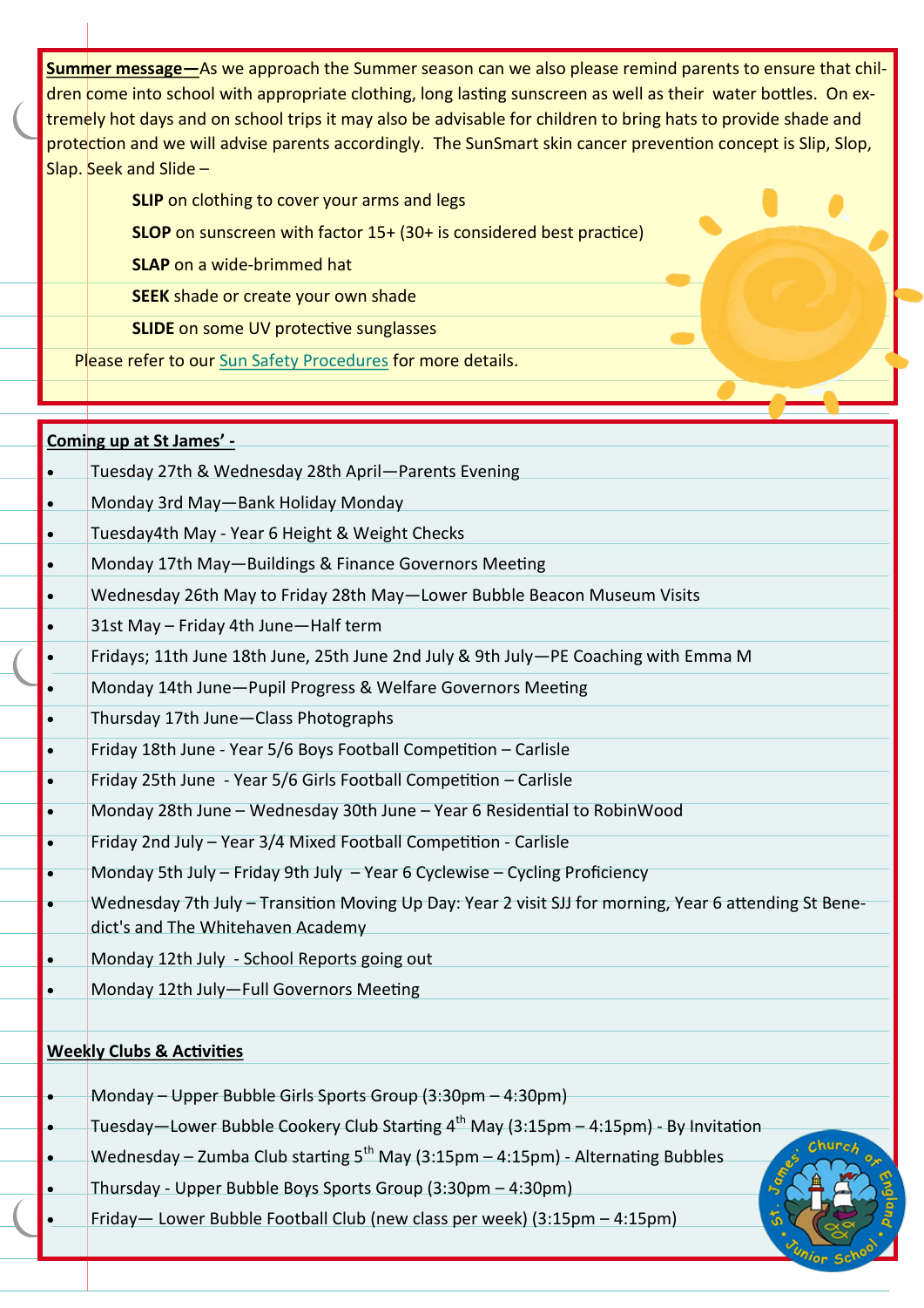**Summer message—**As we approach the Summer season can we also please remind parents to ensure that children come into school with appropriate clothing, long lasting sunscreen as well as their water bottles. On extremely hot days and on school trips it may also be advisable for children to bring hats to provide shade and protection and we will advise parents accordingly. The SunSmart skin cancer prevention concept is Slip, Slop, Slap. Seek and Slide –

**SLIP** on clothing to cover your arms and legs

**SLOP** on sunscreen with factor 15+ (30+ is considered best practice)

**SLAP** on a wide-brimmed hat

**SEEK** shade or create your own shade

**SLIDE** on some UV protective sunglasses

Please refer to our Sun Safety Procedures for more details.

**Coming up at St James' -**

- Tuesday 27th & Wednesday 28th April—Parents Evening
- Monday 3rd May—Bank Holiday Monday
- Tuesday4th May - Year 6 Height & Weight Checks
- Monday 17th May—Buildings & Finance Governors Meeting
- Wednesday 26th May to Friday 28th May—Lower Bubble Beacon Museum Visits
- 31st May – Friday 4th June—Half term
- Fridays; 11th June 18th June, 25th June 2nd July & 9th July—PE Coaching with Emma M
- Monday 14th June—Pupil Progress & Welfare Governors Meeting
- Thursday 17th June—Class Photographs
- Friday 18th June - Year 5/6 Boys Football Competition – Carlisle
- Friday 25th June - Year 5/6 Girls Football Competition – Carlisle
- Monday 28th June – Wednesday 30th June – Year 6 Residential to RobinWood
- Friday 2nd July – Year 3/4 Mixed Football Competition - Carlisle
- Monday 5th July – Friday 9th July – Year 6 Cyclewise – Cycling Proficiency
- Wednesday 7th July – Transition Moving Up Day: Year 2 visit SJJ for morning, Year 6 attending St Benedict's and The Whitehaven Academy
- Monday 12th July - School Reports going out
- Monday 12th July—Full Governors Meeting

**Weekly Clubs & Activities**

- Monday – Upper Bubble Girls Sports Group (3:30pm – 4:30pm)
- Tuesday—Lower Bubble Cookery Club Starting 4th May (3:15pm – 4:15pm) - By Invitation
- Wednesday – Zumba Club starting 5th May (3:15pm – 4:15pm) - Alternating Bubbles
- Thursday - Upper Bubble Boys Sports Group (3:30pm – 4:30pm)
- Friday— Lower Bubble Football Club (new class per week) (3:15pm – 4:15pm)